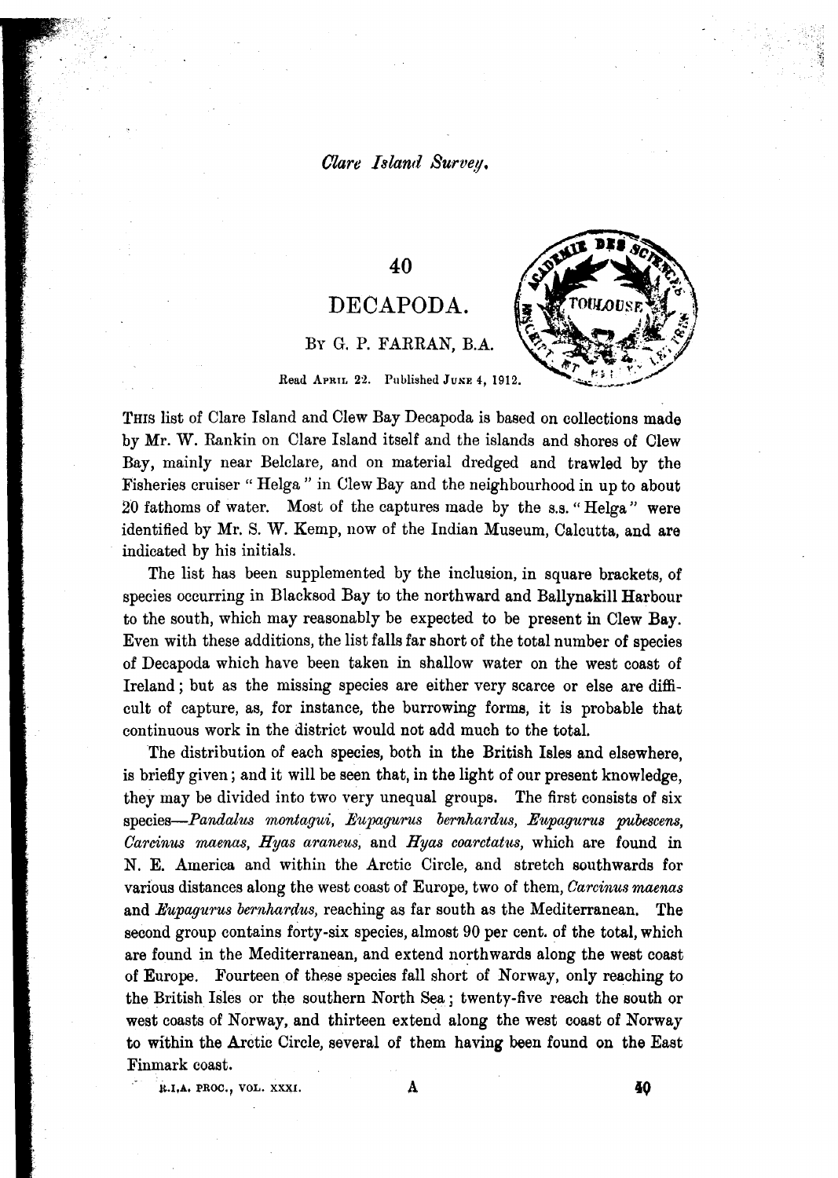*Clare Island Survey.*

# 40

# DECAPODA.

By G. P. FARRAN, B.A.

Read April 22. Published June 4, 1912.

THIS list of Clare Island and Clew Bay Decapoda is based on collections made by Mr. W. Rankin on Clare Island itself and the islands and shores of Clew Bay, mainly near Belclare, and on material dredged and trawled by the Fisheries cruiser "Helga" in Clew Bay and the neighbourhood in up to about 20 fathoms of water. Most of the captures made by the s.s. "Helga" were identified by Mr. S. W. Kemp, now of the Indian Museum, Calcutta, and are indicated by his initials.

The list has been supplemented by the inclusion, in square brackets, of species occurring in Blacksod Bay to the northward and Ballynakill Harbour to the south, which may reasonably be expected to be present in Clew Bay. Even with these additions, the list falls far short of the total number of species of Decapoda which have been taken in shallow water on the west coast of Ireland; but as the missing species are either very scarce or else are difficult of capture, as, for instance, the burrowing forms, it is probable that continuous work in the district would not add much to the total.

The distribution of each species, both in the British Isles and elsewhere, is briefly given; and it will be seen that, in the light of our present knowledge, they may be divided into two very unequal groups. The first consists of six species—*Pandalus montagui*, *Eupagurus bernhardus*, *Eupagurus pubescens*, *Carcinus maenas*, *Hyas araneus*, and *Hyas coarctatus*, which are found in N. E. America and within the Arctic Circle, and stretch southwards for various distances along the west coast of Europe, two of them, *Carcinus maenas* and *Eupagurus bernhardus*, reaching as far south as the Mediterranean. The second group contains forty-six species, almost 90 per cent. of the total, which are found in the Mediterranean, and extend northwards along the west coast of Europe. Fourteen of these species fall short of Norway, only reaching to the British Isles or the southern North Sea; twenty-five reach the south or west coasts of Norway, and thirteen extend along the west coast of Norway to within the Arctic Circle, several of them having been found on the East Finmark coast.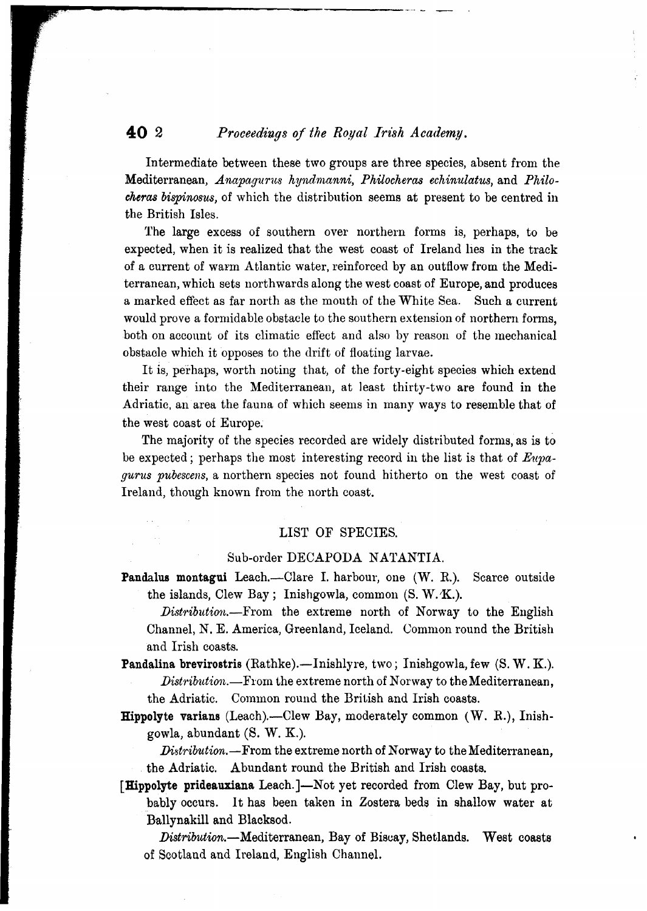Intermediate between these two groups are three species, absent from the Mediterranean, *Anapagurus hyndmanni*, *Philocheras echinulatus*, and *Philocheras bispinosus*, of which the distribution seems at present to be centred in the British Isles.

The large excess of southern over northern forms is, perhaps, to be expected, when it is realized that the west coast of Ireland lies in the track of a current of warm Atlantic water, reinforced by an outflow from the Mediterranean, which sets northwards along the west coast of Europe, and produces a marked effect as far north as the mouth of the White Sea. Such a current would prove a formidable obstacle to the southern extension of northern forms, both on account of its climatic effect and also by reason of the mechanical obstacle which it opposes to the drift of floating larvae.

It is, perhaps, worth noting that, of the forty-eight species which extend their range into the Mediterranean, at least thirty-two are found in the Adriatic, an area the fauna of which seems in many ways to resemble that of the west coast of Europe.

The majority of the species recorded are widely distributed forms, as is to be expected; perhaps the most interesting record in the list is that of *Eupagurus pubescens*, a northern species not found hitherto on the west coast of Ireland, though known from the north coast.

## LIST OF SPECIES.

### Sub-order DECAPODA NATANTIA.

**Pandalus montagui** Leach.—Clare I. harbour, one (W. R.). Scarce outside the islands, Clew Bay; Inishgowla, common (S. W. K.).

*Distribution.*—From the extreme north of Norway to the English Channel, N. E. America, Greenland, Iceland. Common round the British and Irish coasts.

**Pandalina brevirostris** (Rathke).—Inishlyre, two; Inishgowla, few (S. W. K.).

*Distribution.*—From the extreme north of Norway to the Mediterranean, the Adriatic. Common round the British and Irish coasts.

**Hippolyte varians** (Leach).—Clew Bay, moderately common (W. R.), Inishgowla, abundant (S. W. K.).

*Distribution.*—From the extreme north of Norway to the Mediterranean, the Adriatic. Abundant round the British and Irish coasts.

[**Hippolyte prideauxiana** Leach.]—Not yet recorded from Clew Bay, but probably occurs. It has been taken in Zostera beds in shallow water at Ballynakill and Blacksod.

*Distribution.*—Mediterranean, Bay of Biscay, Shetlands. West coasts of Scotland and Ireland, English Channel.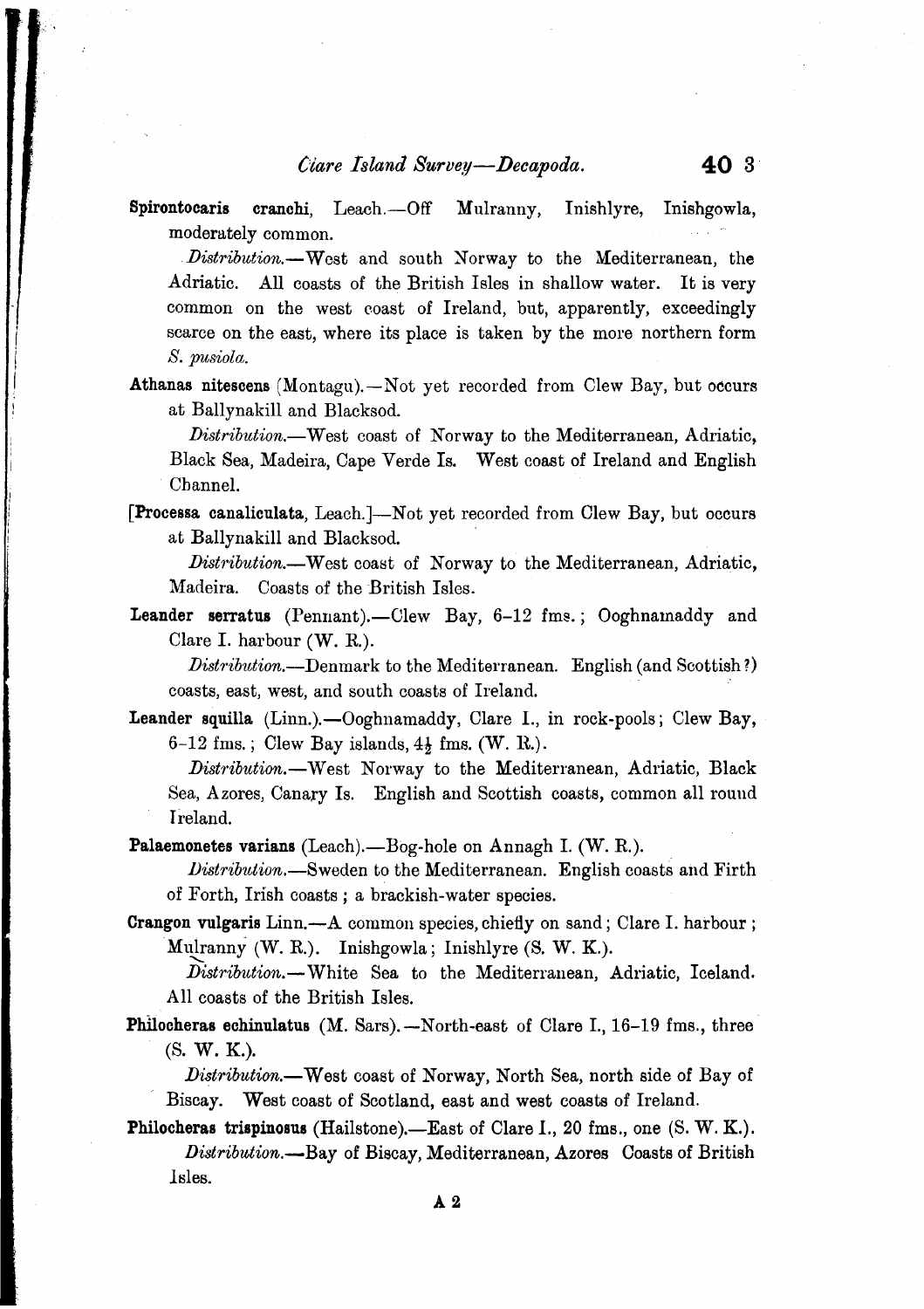**Spirontocaris cranchi**, Leach.—Off Mulranny, Inishlyre, Inishgowla, moderately common.

*Distribution.*—West and south Norway to the Mediterranean, the Adriatic. All coasts of the British Isles in shallow water. It is very common on the west coast of Ireland, but, apparently, exceedingly scarce on the east, where its place is taken by the more northern form *S. pusiola*.

**Athanas nitescens** (Montagu).—Not yet recorded from Clew Bay, but occurs at Ballynakill and Blacksod.

*Distribution.*—West coast of Norway to the Mediterranean, Adriatic, Black Sea, Madeira, Cape Verde Is. West coast of Ireland and English Channel.

[**Processa canaliculata**, Leach.]—Not yet recorded from Clew Bay, but occurs at Ballynakill and Blacksod.

*Distribution.*—West coast of Norway to the Mediterranean, Adriatic, Madeira. Coasts of the British Isles.

**Leander serratus** (Pennant).—Clew Bay, 6–12 fms.; Ooghnamaddy and Clare I. harbour (W. R.).

*Distribution.*—Denmark to the Mediterranean. English (and Scottish?) coasts, east, west, and south coasts of Ireland.

**Leander squilla** (Linn.).—Ooghnamaddy, Clare I., in rock-pools; Clew Bay, 6–12 fms.; Clew Bay islands, 4½ fms. (W. R.).

*Distribution.*—West Norway to the Mediterranean, Adriatic, Black Sea, Azores, Canary Is. English and Scottish coasts, common all round Ireland.

**Palaemonetes varians** (Leach).—Bog-hole on Annagh I. (W. R.).

*Distribution.*—Sweden to the Mediterranean. English coasts and Firth of Forth, Irish coasts; a brackish-water species.

**Crangon vulgaris** Linn.—A common species, chiefly on sand; Clare I. harbour; Mulranny (W. R.). Inishgowla; Inishlyre (S. W. K.).

*Distribution.*—White Sea to the Mediterranean, Adriatic, Iceland. All coasts of the British Isles.

**Philocheras echinulatus** (M. Sars).—North-east of Clare I., 16–19 fms., three (S. W. K.).

*Distribution.*—West coast of Norway, North Sea, north side of Bay of Biscay. West coast of Scotland, east and west coasts of Ireland.

**Philocheras trispinosus** (Hailstone).—East of Clare I., 20 fms., one (S. W. K.).

*Distribution.*—Bay of Biscay, Mediterranean, Azores Coasts of British Isles.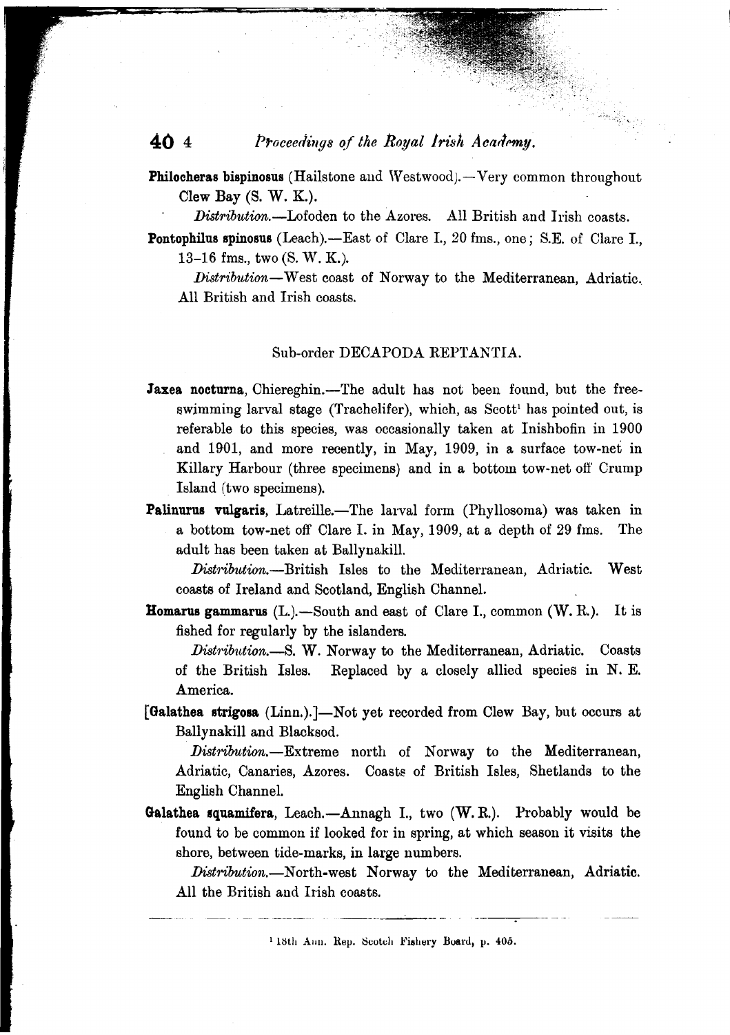**Philocheras bispinosus** (Hailstone and Westwood).—Very common throughout Clew Bay (S. W. K.).

*Distribution.*—Lofoden to the Azores. All British and Irish coasts.

**Pontophilus spinosus** (Leach).—East of Clare I., 20 fms., one; S.E. of Clare I., 13–16 fms., two (S. W. K.).

*Distribution*—West coast of Norway to the Mediterranean, Adriatic. All British and Irish coasts.

## Sub-order DECAPODA REPTANTIA.

**Jaxea nocturna**, Chiereghin.—The adult has not been found, but the free-swimming larval stage (Trachelifer), which, as Scott[1] has pointed out, is referable to this species, was occasionally taken at Inishbofin in 1900 and 1901, and more recently, in May, 1909, in a surface tow-net in Killary Harbour (three specimens) and in a bottom tow-net off Crump Island (two specimens).

**Palinurus vulgaris**, Latreille.—The larval form (Phyllosoma) was taken in a bottom tow-net off Clare I. in May, 1909, at a depth of 29 fms. The adult has been taken at Ballynakill.

*Distribution.*—British Isles to the Mediterranean, Adriatic. West coasts of Ireland and Scotland, English Channel.

**Homarus gammarus** (L.).—South and east of Clare I., common (W. R.). It is fished for regularly by the islanders.

*Distribution.*—S. W. Norway to the Mediterranean, Adriatic. Coasts of the British Isles. Replaced by a closely allied species in N. E. America.

[**Galathea strigosa** (Linn.).]—Not yet recorded from Clew Bay, but occurs at Ballynakill and Blacksod.

*Distribution.*—Extreme north of Norway to the Mediterranean, Adriatic, Canaries, Azores. Coasts of British Isles, Shetlands to the English Channel.

**Galathea squamifera**, Leach.—Annagh I., two (W. R.). Probably would be found to be common if looked for in spring, at which season it visits the shore, between tide-marks, in large numbers.

*Distribution.*—North-west Norway to the Mediterranean, Adriatic. All the British and Irish coasts.

---

[1] 18th Ann. Rep. Scotch Fishery Board, p. 405.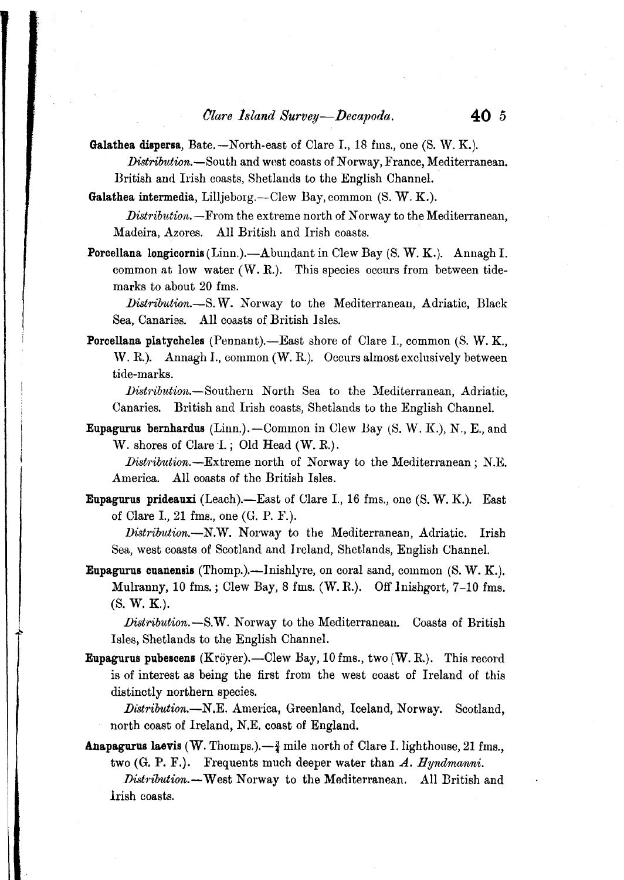**Galathea dispersa**, Bate.—North-east of Clare I., 18 fms., one (S. W. K.).

*Distribution.*—South and west coasts of Norway, France, Mediterranean. British and Irish coasts, Shetlands to the English Channel.

**Galathea intermedia**, Lilljeborg.—Clew Bay, common (S. W. K.).

*Distribution.*—From the extreme north of Norway to the Mediterranean, Madeira, Azores. All British and Irish coasts.

**Porcellana longicornis** (Linn.).—Abundant in Clew Bay (S. W. K.). Annagh I. common at low water (W. R.). This species occurs from between tide-marks to about 20 fms.

*Distribution.*—S. W. Norway to the Mediterranean, Adriatic, Black Sea, Canaries. All coasts of British Isles.

**Porcellana platycheles** (Pennant).—East shore of Clare I., common (S. W. K., W. R.). Annagh I., common (W. R.). Occurs almost exclusively between tide-marks.

*Distribution.*—Southern North Sea to the Mediterranean, Adriatic, Canaries. British and Irish coasts, Shetlands to the English Channel.

**Eupagurus bernhardus** (Linn.).—Common in Clew Bay (S. W. K.), N., E., and W. shores of Clare I.; Old Head (W. R.).

*Distribution.*—Extreme north of Norway to the Mediterranean; N.E. America. All coasts of the British Isles.

**Eupagurus prideauxi** (Leach).—East of Clare I., 16 fms., one (S. W. K.). East of Clare I., 21 fms., one (G. P. F.).

*Distribution.*—N.W. Norway to the Mediterranean, Adriatic. Irish Sea, west coasts of Scotland and Ireland, Shetlands, English Channel.

**Eupagurus cuanensis** (Thomp.).—Inishlyre, on coral sand, common (S. W. K.). Mulranny, 10 fms.; Clew Bay, 8 fms. (W. R.). Off Inishgort, 7–10 fms. (S. W. K.).

*Distribution.*—S.W. Norway to the Mediterranean. Coasts of British Isles, Shetlands to the English Channel.

**Eupagurus pubescens** (Kröyer).—Clew Bay, 10 fms., two (W. R.). This record is of interest as being the first from the west coast of Ireland of this distinctly northern species.

*Distribution.*—N.E. America, Greenland, Iceland, Norway. Scotland, north coast of Ireland, N.E. coast of England.

**Anapagurus laevis** (W. Thomps.).—¾ mile north of Clare I. lighthouse, 21 fms., two (G. P. F.). Frequents much deeper water than *A. Hyndmanni*.

*Distribution.*—West Norway to the Mediterranean. All British and Irish coasts.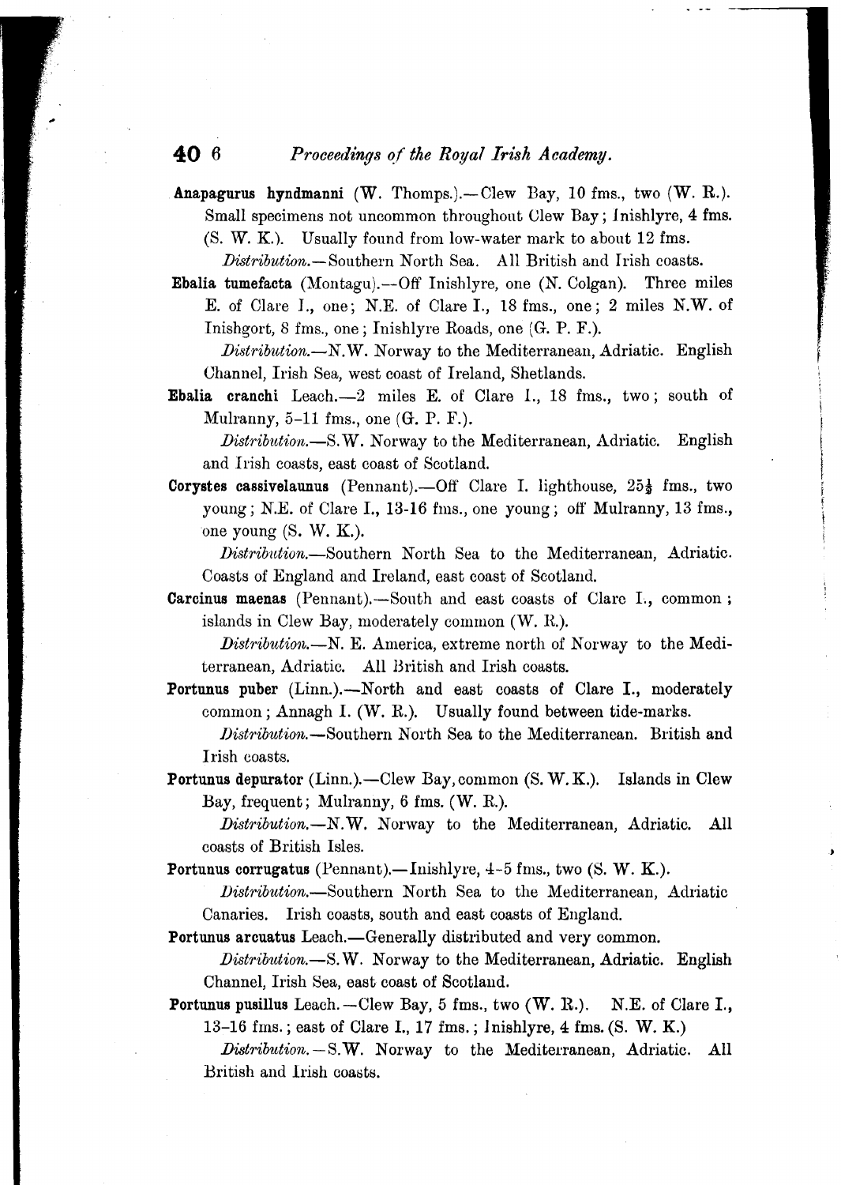**Anapagurus hyndmanni** (W. Thomps.).—Clew Bay, 10 fms., two (W. R.). Small specimens not uncommon throughout Clew Bay; Inishlyre, 4 fms. (S. W. K.). Usually found from low-water mark to about 12 fms.

*Distribution.*—Southern North Sea. All British and Irish coasts.

**Ebalia tumefacta** (Montagu).—Off Inishlyre, one (N. Colgan). Three miles E. of Clare I., one; N.E. of Clare I., 18 fms., one; 2 miles N.W. of Inishgort, 8 fms., one; Inishlyre Roads, one (G. P. F.).

*Distribution.*—N.W. Norway to the Mediterranean, Adriatic. English Channel, Irish Sea, west coast of Ireland, Shetlands.

**Ebalia cranchi** Leach.—2 miles E. of Clare I., 18 fms., two; south of Mulranny, 5-11 fms., one (G. P. F.).

*Distribution.*—S.W. Norway to the Mediterranean, Adriatic. English and Irish coasts, east coast of Scotland.

**Corystes cassivelaunus** (Pennant).—Off Clare I. lighthouse, 25½ fms., two young; N.E. of Clare I., 13-16 fms., one young; off Mulranny, 13 fms., one young (S. W. K.).

*Distribution.*—Southern North Sea to the Mediterranean, Adriatic. Coasts of England and Ireland, east coast of Scotland.

**Carcinus maenas** (Pennant).—South and east coasts of Clare I., common; islands in Clew Bay, moderately common (W. R.).

*Distribution.*—N. E. America, extreme north of Norway to the Mediterranean, Adriatic. All British and Irish coasts.

**Portunus puber** (Linn.).—North and east coasts of Clare I., moderately common; Annagh I. (W. R.). Usually found between tide-marks.

*Distribution.*—Southern North Sea to the Mediterranean. British and Irish coasts.

**Portunus depurator** (Linn.).—Clew Bay, common (S. W. K.). Islands in Clew Bay, frequent; Mulranny, 6 fms. (W. R.).

*Distribution.*—N.W. Norway to the Mediterranean, Adriatic. All coasts of British Isles.

**Portunus corrugatus** (Pennant).—Inishlyre, 4-5 fms., two (S. W. K.).

*Distribution.*—Southern North Sea to the Mediterranean, Adriatic Canaries. Irish coasts, south and east coasts of England.

**Portunus arcuatus** Leach.—Generally distributed and very common.

*Distribution.*—S.W. Norway to the Mediterranean, Adriatic. English Channel, Irish Sea, east coast of Scotland.

**Portunus pusillus** Leach.—Clew Bay, 5 fms., two (W. R.). N.E. of Clare I., 13-16 fms.; east of Clare I., 17 fms.; Inishlyre, 4 fms. (S. W. K.)

*Distribution.*—S.W. Norway to the Mediterranean, Adriatic. All British and Irish coasts.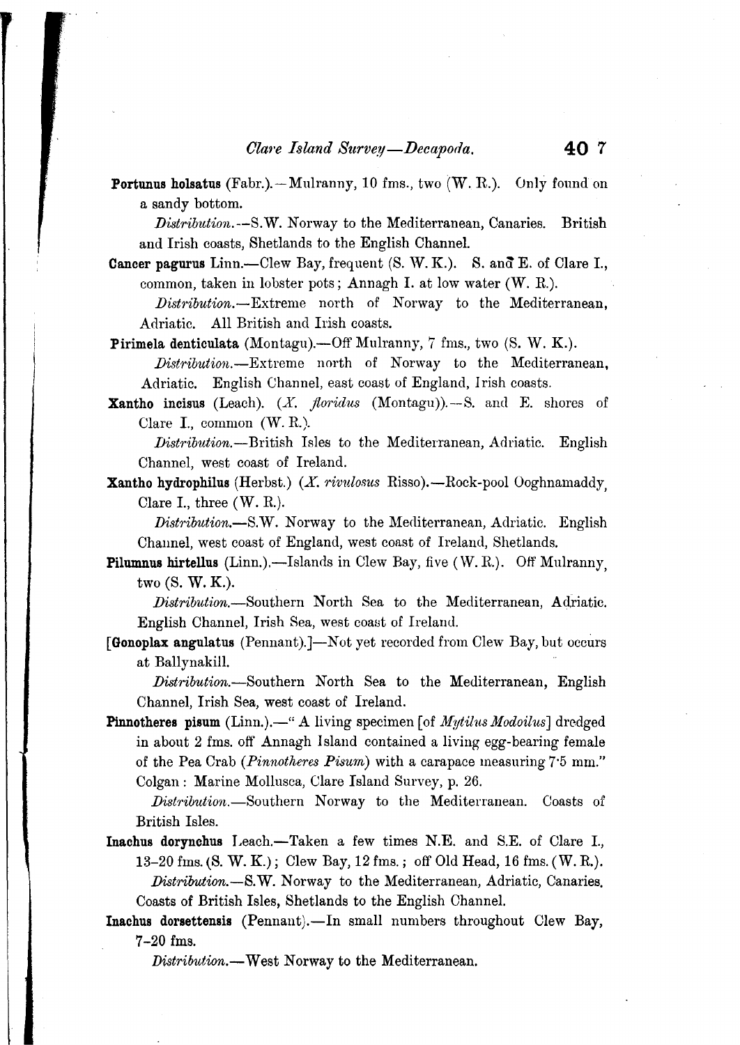**Portunus holsatus** (Fabr.).—Mulranny, 10 fms., two (W. R.). Only found on a sandy bottom.

*Distribution.*—S.W. Norway to the Mediterranean, Canaries. British and Irish coasts, Shetlands to the English Channel.

**Cancer pagurus** Linn.—Clew Bay, frequent (S. W. K.). S. and E. of Clare I., common, taken in lobster pots; Annagh I. at low water (W. R.).

*Distribution.*—Extreme north of Norway to the Mediterranean, Adriatic. All British and Irish coasts.

**Pirimela denticulata** (Montagu).—Off Mulranny, 7 fms., two (S. W. K.).

*Distribution.*—Extreme north of Norway to the Mediterranean, Adriatic. English Channel, east coast of England, Irish coasts.

**Xantho incisus** (Leach). (*X. floridus* (Montagu)).—S. and E. shores of Clare I., common (W. R.).

*Distribution.*—British Isles to the Mediterranean, Adriatic. English Channel, west coast of Ireland.

**Xantho hydrophilus** (Herbst.) (*X. rivulosus* Risso).—Rock-pool Ooghnamaddy, Clare I., three (W. R.).

*Distribution.*—S.W. Norway to the Mediterranean, Adriatic. English Channel, west coast of England, west coast of Ireland, Shetlands.

**Pilumnus hirtellus** (Linn.).—Islands in Clew Bay, five (W. R.). Off Mulranny, two (S. W. K.).

*Distribution.*—Southern North Sea to the Mediterranean, Adriatic. English Channel, Irish Sea, west coast of Ireland.

[**Gonoplax angulatus** (Pennant).]—Not yet recorded from Clew Bay, but occurs at Ballynakill.

*Distribution.*—Southern North Sea to the Mediterranean, English Channel, Irish Sea, west coast of Ireland.

**Pinnotheres pisum** (Linn.).—"A living specimen [of *Mytilus Modoilus*] dredged in about 2 fms. off Annagh Island contained a living egg-bearing female of the Pea Crab (*Pinnotheres Pisum*) with a carapace measuring 7·5 mm." Colgan: Marine Mollusca, Clare Island Survey, p. 26.

*Distribution.*—Southern Norway to the Mediterranean. Coasts of British Isles.

**Inachus dorynchus** Leach.—Taken a few times N.E. and S.E. of Clare I., 13–20 fms. (S. W. K.); Clew Bay, 12 fms.; off Old Head, 16 fms. (W. R.).

*Distribution.*—S.W. Norway to the Mediterranean, Adriatic, Canaries. Coasts of British Isles, Shetlands to the English Channel.

**Inachus dorsettensis** (Pennant).—In small numbers throughout Clew Bay, 7–20 fms.

*Distribution.*—West Norway to the Mediterranean.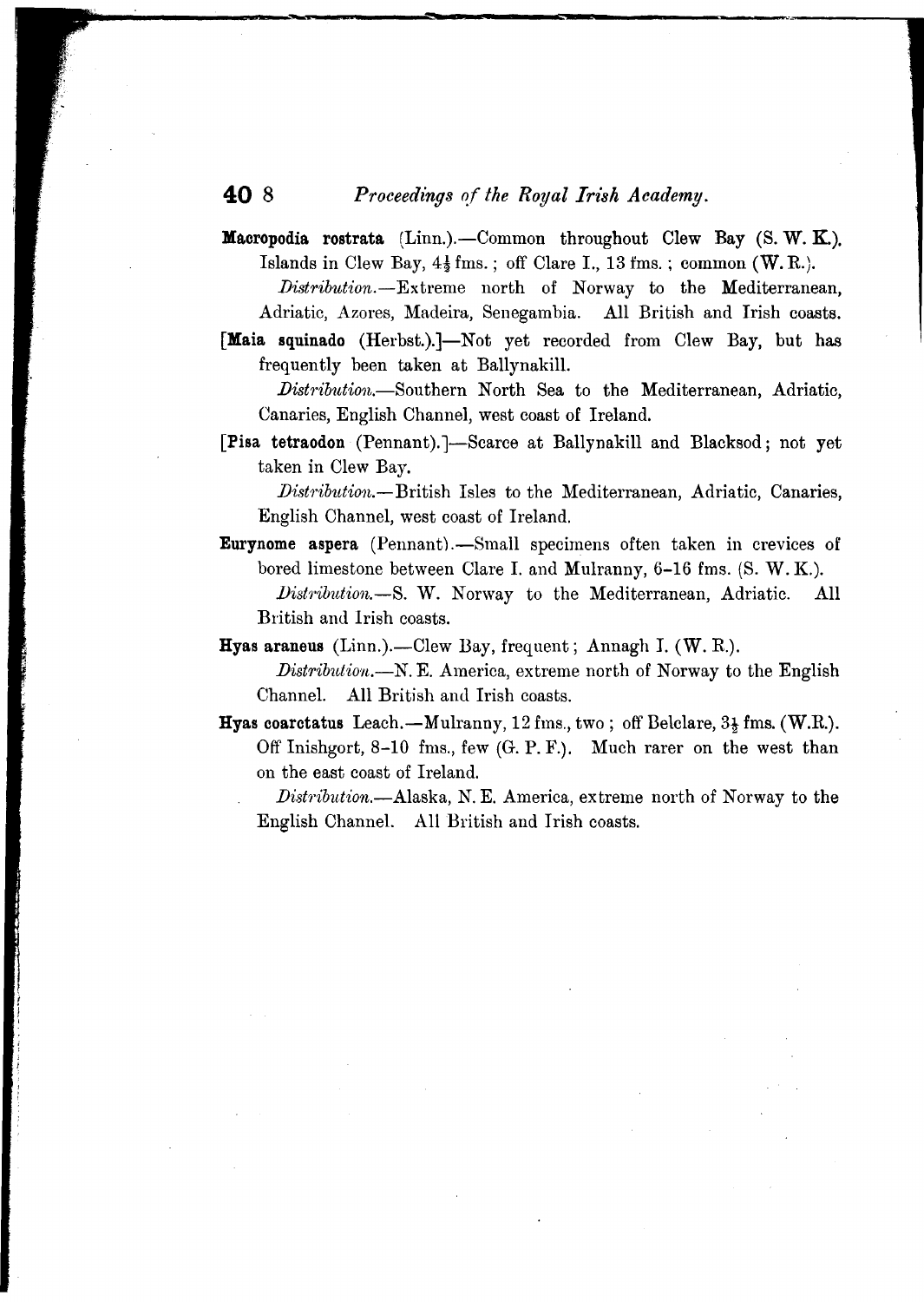**Macropodia rostrata** (Linn.).—Common throughout Clew Bay (S. W. K.). Islands in Clew Bay, 4½ fms.; off Clare I., 13 fms.; common (W. R.).

*Distribution*.—Extreme north of Norway to the Mediterranean, Adriatic, Azores, Madeira, Senegambia. All British and Irish coasts.

[**Maia squinado** (Herbst.).]—Not yet recorded from Clew Bay, but has frequently been taken at Ballynakill.

*Distribution*.—Southern North Sea to the Mediterranean, Adriatic, Canaries, English Channel, west coast of Ireland.

[**Pisa tetraodon** (Pennant).]—Scarce at Ballynakill and Blacksod; not yet taken in Clew Bay.

*Distribution*.—British Isles to the Mediterranean, Adriatic, Canaries, English Channel, west coast of Ireland.

**Eurynome aspera** (Pennant).—Small specimens often taken in crevices of bored limestone between Clare I. and Mulranny, 6–16 fms. (S. W. K.).

*Distribution*.—S. W. Norway to the Mediterranean, Adriatic. All British and Irish coasts.

**Hyas araneus** (Linn.).—Clew Bay, frequent; Annagh I. (W. R.).

*Distribution*.—N. E. America, extreme north of Norway to the English Channel. All British and Irish coasts.

**Hyas coarctatus** Leach.—Mulranny, 12 fms., two; off Belclare, 3½ fms. (W.R.). Off Inishgort, 8–10 fms., few (G. P. F.). Much rarer on the west than on the east coast of Ireland.

*Distribution*.—Alaska, N. E. America, extreme north of Norway to the English Channel. All British and Irish coasts.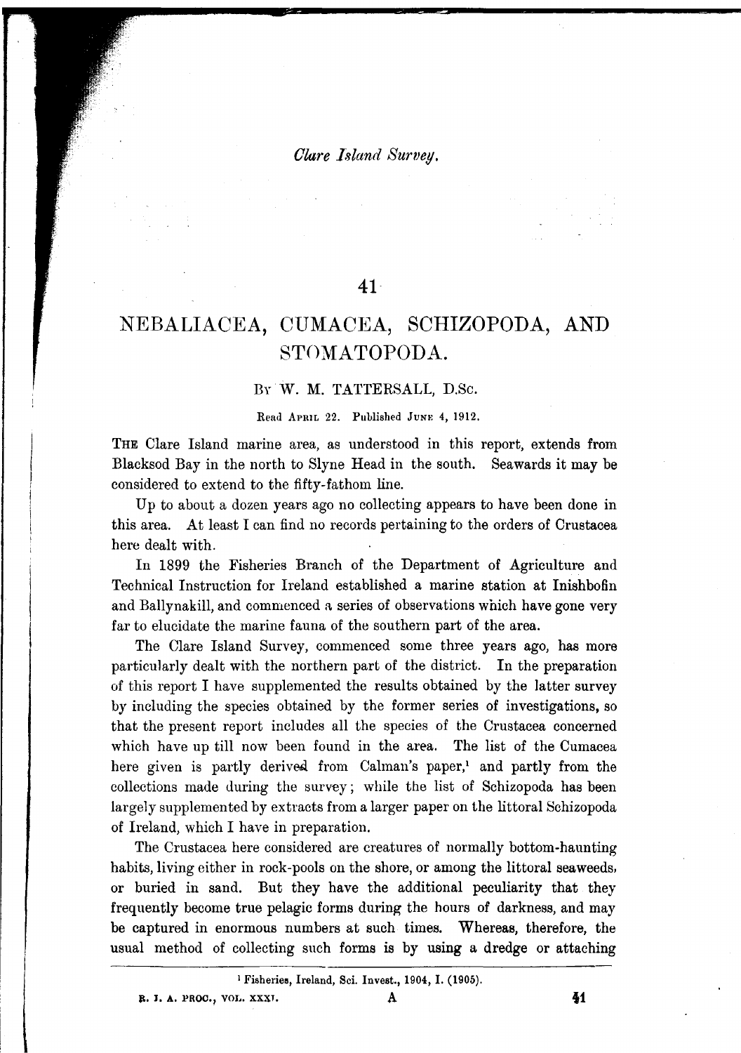*Clare Island Survey.*

# 41

# NEBALIACEA, CUMACEA, SCHIZOPODA, AND STOMATOPODA.

By W. M. TATTERSALL, D.Sc.

Read April 22. Published June 4, 1912.

THE Clare Island marine area, as understood in this report, extends from Blacksod Bay in the north to Slyne Head in the south. Seawards it may be considered to extend to the fifty-fathom line.

Up to about a dozen years ago no collecting appears to have been done in this area. At least I can find no records pertaining to the orders of Crustacea here dealt with.

In 1899 the Fisheries Branch of the Department of Agriculture and Technical Instruction for Ireland established a marine station at Inishbofin and Ballynakill, and commenced a series of observations which have gone very far to elucidate the marine fauna of the southern part of the area.

The Clare Island Survey, commenced some three years ago, has more particularly dealt with the northern part of the district. In the preparation of this report I have supplemented the results obtained by the latter survey by including the species obtained by the former series of investigations, so that the present report includes all the species of the Crustacea concerned which have up till now been found in the area. The list of the Cumacea here given is partly derived from Calman's paper,[1] and partly from the collections made during the survey; while the list of Schizopoda has been largely supplemented by extracts from a larger paper on the littoral Schizopoda of Ireland, which I have in preparation.

The Crustacea here considered are creatures of normally bottom-haunting habits, living either in rock-pools on the shore, or among the littoral seaweeds, or buried in sand. But they have the additional peculiarity that they frequently become true pelagic forms during the hours of darkness, and may be captured in enormous numbers at such times. Whereas, therefore, the usual method of collecting such forms is by using a dredge or attaching

[1] Fisheries, Ireland, Sci. Invest., 1904, I. (1905).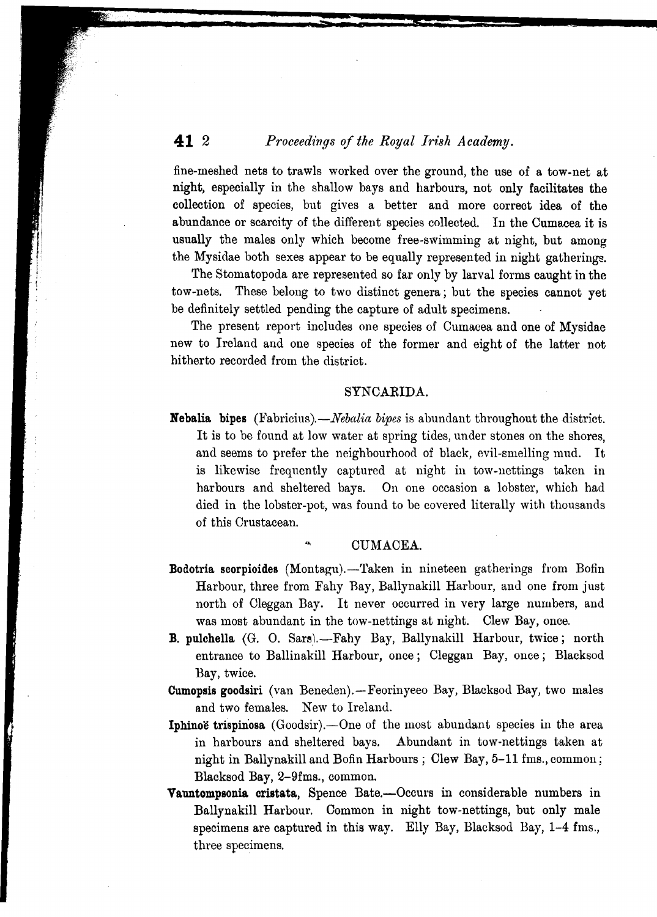fine-meshed nets to trawls worked over the ground, the use of a tow-net at night, especially in the shallow bays and harbours, not only facilitates the collection of species, but gives a better and more correct idea of the abundance or scarcity of the different species collected. In the Cumacea it is usually the males only which become free-swimming at night, but among the Mysidae both sexes appear to be equally represented in night gatherings.

The Stomatopoda are represented so far only by larval forms caught in the tow-nets. These belong to two distinct genera; but the species cannot yet be definitely settled pending the capture of adult specimens.

The present report includes one species of Cumacea and one of Mysidae new to Ireland and one species of the former and eight of the latter not hitherto recorded from the district.

## SYNCARIDA.

**Nebalia bipes** (Fabricius).—*Nebalia bipes* is abundant throughout the district. It is to be found at low water at spring tides, under stones on the shores, and seems to prefer the neighbourhood of black, evil-smelling mud. It is likewise frequently captured at night in tow-nettings taken in harbours and sheltered bays. On one occasion a lobster, which had died in the lobster-pot, was found to be covered literally with thousands of this Crustacean.

## CUMACEA.

**Bodotria scorpioides** (Montagu).—Taken in nineteen gatherings from Bofin Harbour, three from Fahy Bay, Ballynakill Harbour, and one from just north of Cleggan Bay. It never occurred in very large numbers, and was most abundant in the tow-nettings at night. Clew Bay, once.

**B. pulchella** (G. O. Sars).—Fahy Bay, Ballynakill Harbour, twice; north entrance to Ballinakill Harbour, once; Cleggan Bay, once; Blacksod Bay, twice.

**Cumopsis goodsiri** (van Beneden).—Feorinyeeo Bay, Blacksod Bay, two males and two females. New to Ireland.

**Iphinoë trispinosa** (Goodsir).—One of the most abundant species in the area in harbours and sheltered bays. Abundant in tow-nettings taken at night in Ballynakill and Bofin Harbours; Clew Bay, 5–11 fms., common; Blacksod Bay, 2–9fms., common.

**Vauntompsonia cristata**, Spence Bate.—Occurs in considerable numbers in Ballynakill Harbour. Common in night tow-nettings, but only male specimens are captured in this way. Elly Bay, Blacksod Bay, 1–4 fms., three specimens.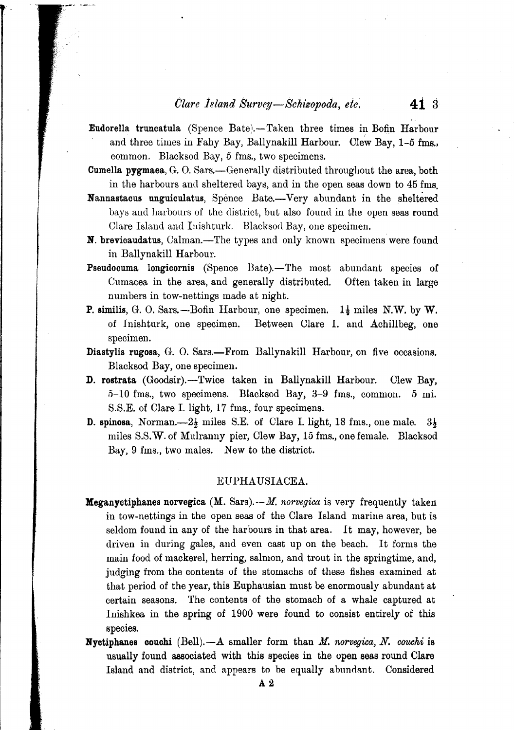**Eudorella truncatula** (Spence Bate).—Taken three times in Bofin Harbour and three times in Fahy Bay, Ballynakill Harbour. Clew Bay, 1–5 fms., common. Blacksod Bay, 5 fms., two specimens.

**Cumella pygmaea**, G. O. Sars.—Generally distributed throughout the area, both in the harbours and sheltered bays, and in the open seas down to 45 fms.

**Nannastacus unguiculatus**, Spence Bate.—Very abundant in the sheltered bays and harbours of the district, but also found in the open seas round Clare Island and Inishturk. Blacksod Bay, one specimen.

**N. brevicaudatus**, Calman.—The types and only known specimens were found in Ballynakill Harbour.

**Pseudocuma longicornis** (Spence Bate).—The most abundant species of Cumacea in the area, and generally distributed. Often taken in large numbers in tow-nettings made at night.

**P. similis**, G. O. Sars.—Bofin Harbour, one specimen. 1½ miles N.W. by W. of Inishturk, one specimen. Between Clare I. and Achillbeg, one specimen.

**Diastylis rugosa**, G. O. Sars.—From Ballynakill Harbour, on five occasions. Blacksod Bay, one specimen.

**D. rostrata** (Goodsir).—Twice taken in Ballynakill Harbour. Clew Bay, 5–10 fms., two specimens. Blacksod Bay, 3–9 fms., common. 5 mi. S.S.E. of Clare I. light, 17 fms., four specimens.

**D. spinosa**, Norman.—2½ miles S.E. of Clare I. light, 18 fms., one male. 3½ miles S.S.W. of Mulranny pier, Clew Bay, 15 fms., one female. Blacksod Bay, 9 fms., two males. New to the district.

## EUPHAUSIACEA.

**Meganyctiphanes norvegica** (M. Sars).—*M. norvegica* is very frequently taken in tow-nettings in the open seas of the Clare Island marine area, but is seldom found in any of the harbours in that area. It may, however, be driven in during gales, and even cast up on the beach. It forms the main food of mackerel, herring, salmon, and trout in the springtime, and, judging from the contents of the stomachs of these fishes examined at that period of the year, this Euphausian must be enormously abundant at certain seasons. The contents of the stomach of a whale captured at Inishkea in the spring of 1900 were found to consist entirely of this species.

**Nyctiphanes couchi** (Bell).—A smaller form than *M. norvegica*, *N. couchi* is usually found associated with this species in the open seas round Clare Island and district, and appears to be equally abundant. Considered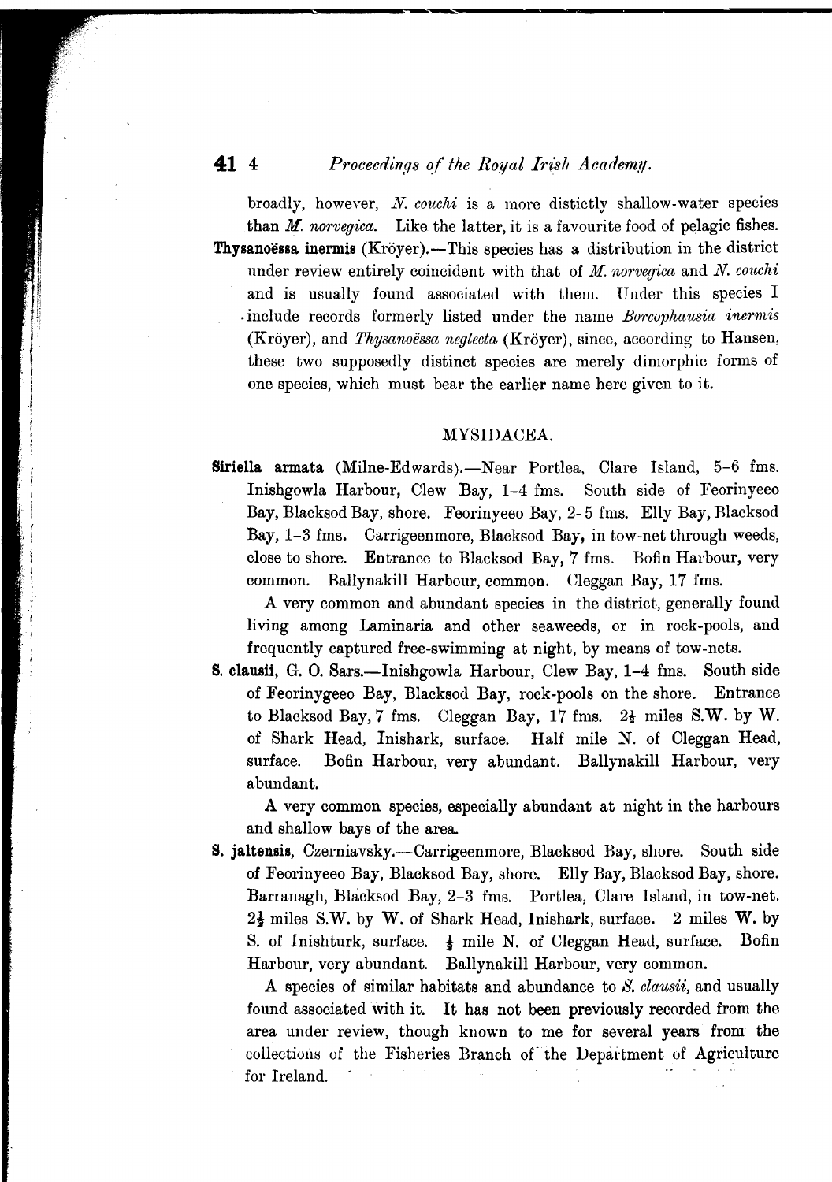broadly, however, *N. couchi* is a more distictly shallow-water species than *M. norvegica*. Like the latter, it is a favourite food of pelagic fishes.

**Thysanoëssa inermis** (Kröyer).—This species has a distribution in the district under review entirely coincident with that of *M. norvegica* and *N. couchi* and is usually found associated with them. Under this species I include records formerly listed under the name *Boreophausia inermis* (Kröyer), and *Thysanoëssa neglecta* (Kröyer), since, according to Hansen, these two supposedly distinct species are merely dimorphic forms of one species, which must bear the earlier name here given to it.

## MYSIDACEA.

**Siriella armata** (Milne-Edwards).—Near Portlea, Clare Island, 5–6 fms. Inishgowla Harbour, Clew Bay, 1–4 fms. South side of Feorinyeeo Bay, Blacksod Bay, shore. Feorinyeeo Bay, 2–5 fms. Elly Bay, Blacksod Bay, 1–3 fms. Carrigeenmore, Blacksod Bay, in tow-net through weeds, close to shore. Entrance to Blacksod Bay, 7 fms. Bofin Harbour, very common. Ballynakill Harbour, common. Cleggan Bay, 17 fms.

A very common and abundant species in the district, generally found living among Laminaria and other seaweeds, or in rock-pools, and frequently captured free-swimming at night, by means of tow-nets.

**S. clausii**, G. O. Sars.—Inishgowla Harbour, Clew Bay, 1–4 fms. South side of Feorinygeeo Bay, Blacksod Bay, rock-pools on the shore. Entrance to Blacksod Bay, 7 fms. Cleggan Bay, 17 fms. $2\frac{1}{2}$ miles S.W. by W. of Shark Head, Inishark, surface. Half mile N. of Cleggan Head, surface. Bofin Harbour, very abundant. Ballynakill Harbour, very abundant.

A very common species, especially abundant at night in the harbours and shallow bays of the area.

**S. jaltensis**, Czerniavsky.—Carrigeenmore, Blacksod Bay, shore. South side of Feorinyeeo Bay, Blacksod Bay, shore. Elly Bay, Blacksod Bay, shore. Barranagh, Blacksod Bay, 2–3 fms. Portlea, Clare Island, in tow-net. $2\frac{1}{2}$ miles S.W. by W. of Shark Head, Inishark, surface. 2 miles W. by S. of Inishturk, surface. $\frac{1}{2}$ mile N. of Cleggan Head, surface. Bofin Harbour, very abundant. Ballynakill Harbour, very common.

A species of similar habitats and abundance to *S. clausii*, and usually found associated with it. It has not been previously recorded from the area under review, though known to me for several years from the collections of the Fisheries Branch of the Department of Agriculture for Ireland.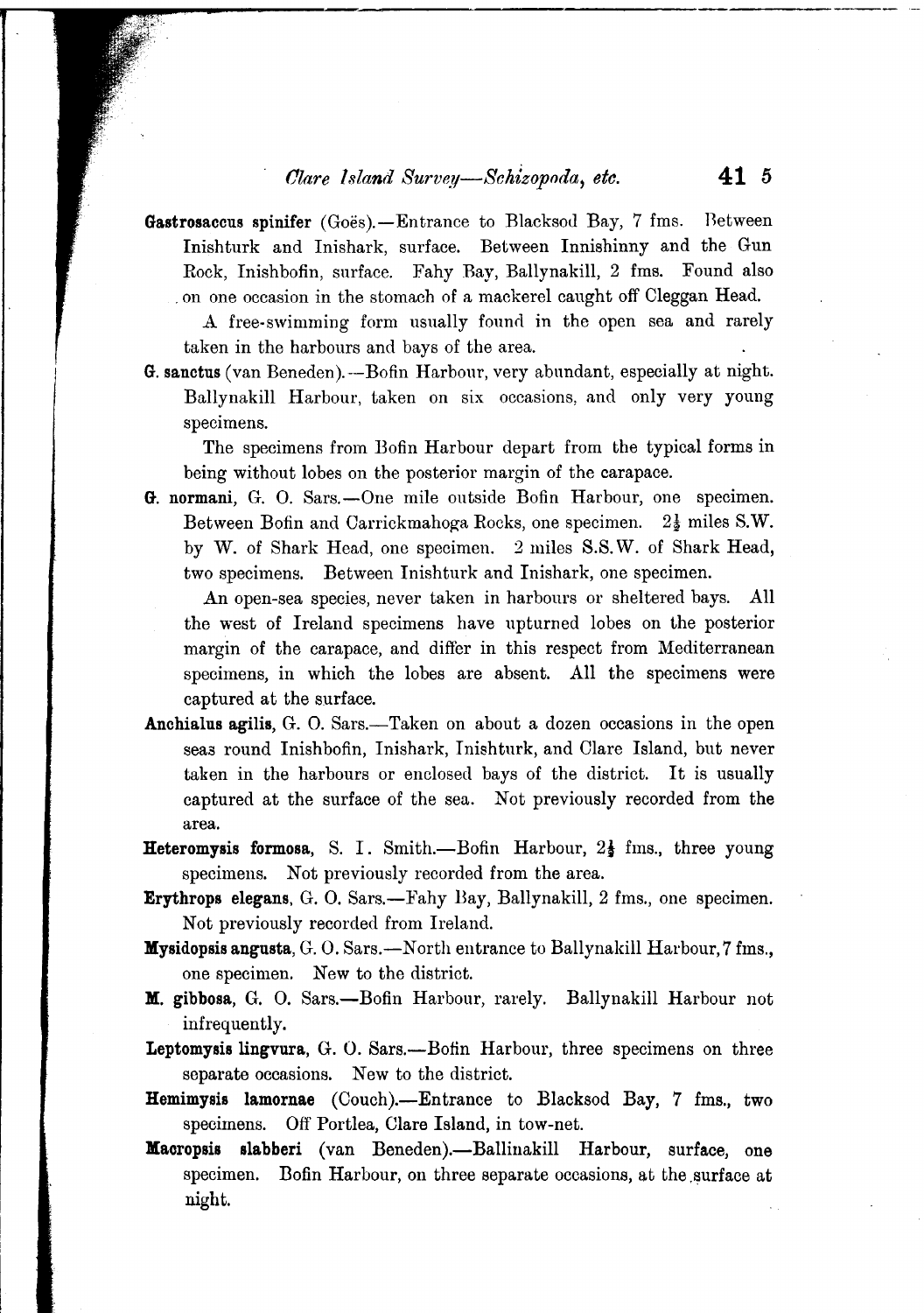**Gastrosaccus spinifer** (Goës).—Entrance to Blacksod Bay, 7 fms. Between Inishturk and Inishark, surface. Between Innishinny and the Gun Rock, Inishbofin, surface. Fahy Bay, Ballynakill, 2 fms. Found also on one occasion in the stomach of a mackerel caught off Cleggan Head.

A free-swimming form usually found in the open sea and rarely taken in the harbours and bays of the area.

**G. sanctus** (van Beneden).—Bofin Harbour, very abundant, especially at night. Ballynakill Harbour, taken on six occasions, and only very young specimens.

The specimens from Bofin Harbour depart from the typical forms in being without lobes on the posterior margin of the carapace.

**G. normani**, G. O. Sars.—One mile outside Bofin Harbour, one specimen. Between Bofin and Carrickmahoga Rocks, one specimen. $2\frac{1}{2}$ miles S.W. by W. of Shark Head, one specimen. 2 miles S.S.W. of Shark Head, two specimens. Between Inishturk and Inishark, one specimen.

An open-sea species, never taken in harbours or sheltered bays. All the west of Ireland specimens have upturned lobes on the posterior margin of the carapace, and differ in this respect from Mediterranean specimens, in which the lobes are absent. All the specimens were captured at the surface.

**Anchialus agilis**, G. O. Sars.—Taken on about a dozen occasions in the open seas round Inishbofin, Inishark, Inishturk, and Clare Island, but never taken in the harbours or enclosed bays of the district. It is usually captured at the surface of the sea. Not previously recorded from the area.

**Heteromysis formosa**, S. I. Smith.—Bofin Harbour, $2\frac{1}{2}$ fms., three young specimens. Not previously recorded from the area.

**Erythrops elegans**, G. O. Sars.—Fahy Bay, Ballynakill, 2 fms., one specimen. Not previously recorded from Ireland.

**Mysidopsis angusta**, G. O. Sars.—North entrance to Ballynakill Harbour, 7 fms., one specimen. New to the district.

**M. gibbosa**, G. O. Sars.—Bofin Harbour, rarely. Ballynakill Harbour not infrequently.

**Leptomysis lingvura**, G. O. Sars.—Bofin Harbour, three specimens on three separate occasions. New to the district.

**Hemimysis lamornae** (Couch).—Entrance to Blacksod Bay, 7 fms., two specimens. Off Portlea, Clare Island, in tow-net.

**Macropsis slabberi** (van Beneden).—Ballinakill Harbour, surface, one specimen. Bofin Harbour, on three separate occasions, at the surface at night.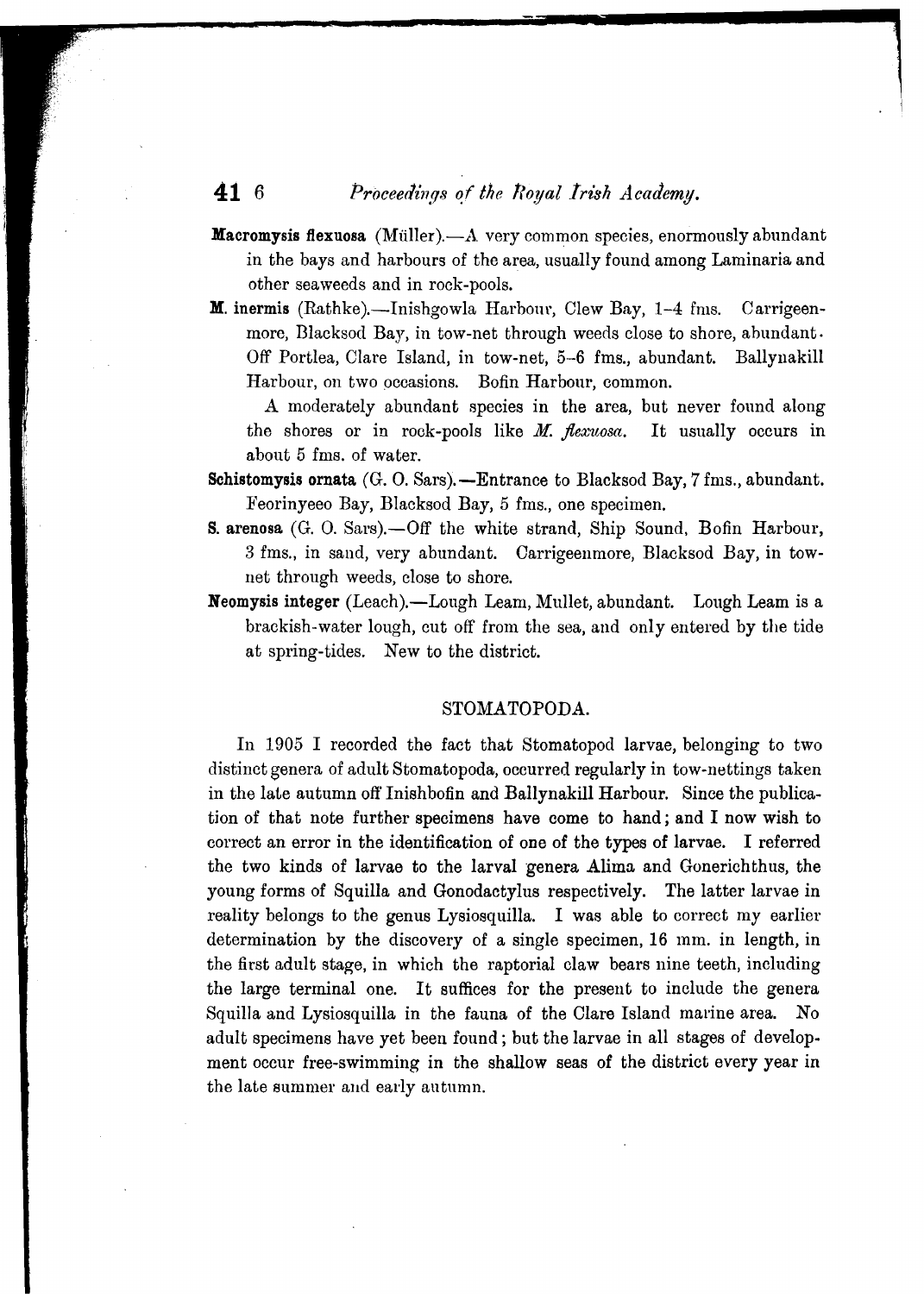**Macromysis flexuosa** (Müller).—A very common species, enormously abundant in the bays and harbours of the area, usually found among Laminaria and other seaweeds and in rock-pools.

**M. inermis** (Rathke).—Inishgowla Harbour, Clew Bay, 1–4 fms. Carrigeenmore, Blacksod Bay, in tow-net through weeds close to shore, abundant. Off Portlea, Clare Island, in tow-net, 5–6 fms., abundant. Ballynakill Harbour, on two occasions. Bofin Harbour, common.

A moderately abundant species in the area, but never found along the shores or in rock-pools like *M. flexuosa*. It usually occurs in about 5 fms. of water.

**Schistomysis ornata** (G. O. Sars).—Entrance to Blacksod Bay, 7 fms., abundant. Feorinyeeo Bay, Blacksod Bay, 5 fms., one specimen.

**S. arenosa** (G. O. Sars).—Off the white strand, Ship Sound, Bofin Harbour, 3 fms., in sand, very abundant. Carrigeenmore, Blacksod Bay, in tow-net through weeds, close to shore.

**Neomysis integer** (Leach).—Lough Leam, Mullet, abundant. Lough Leam is a brackish-water lough, cut off from the sea, and only entered by the tide at spring-tides. New to the district.

## STOMATOPODA.

In 1905 I recorded the fact that Stomatopod larvae, belonging to two distinct genera of adult Stomatopoda, occurred regularly in tow-nettings taken in the late autumn off Inishbofin and Ballynakill Harbour. Since the publication of that note further specimens have come to hand; and I now wish to correct an error in the identification of one of the types of larvae. I referred the two kinds of larvae to the larval genera Alima and Gonerichthus, the young forms of Squilla and Gonodactylus respectively. The latter larvae in reality belongs to the genus Lysiosquilla. I was able to correct my earlier determination by the discovery of a single specimen, 16 mm. in length, in the first adult stage, in which the raptorial claw bears nine teeth, including the large terminal one. It suffices for the present to include the genera Squilla and Lysiosquilla in the fauna of the Clare Island marine area. No adult specimens have yet been found; but the larvae in all stages of development occur free-swimming in the shallow seas of the district every year in the late summer and early autumn.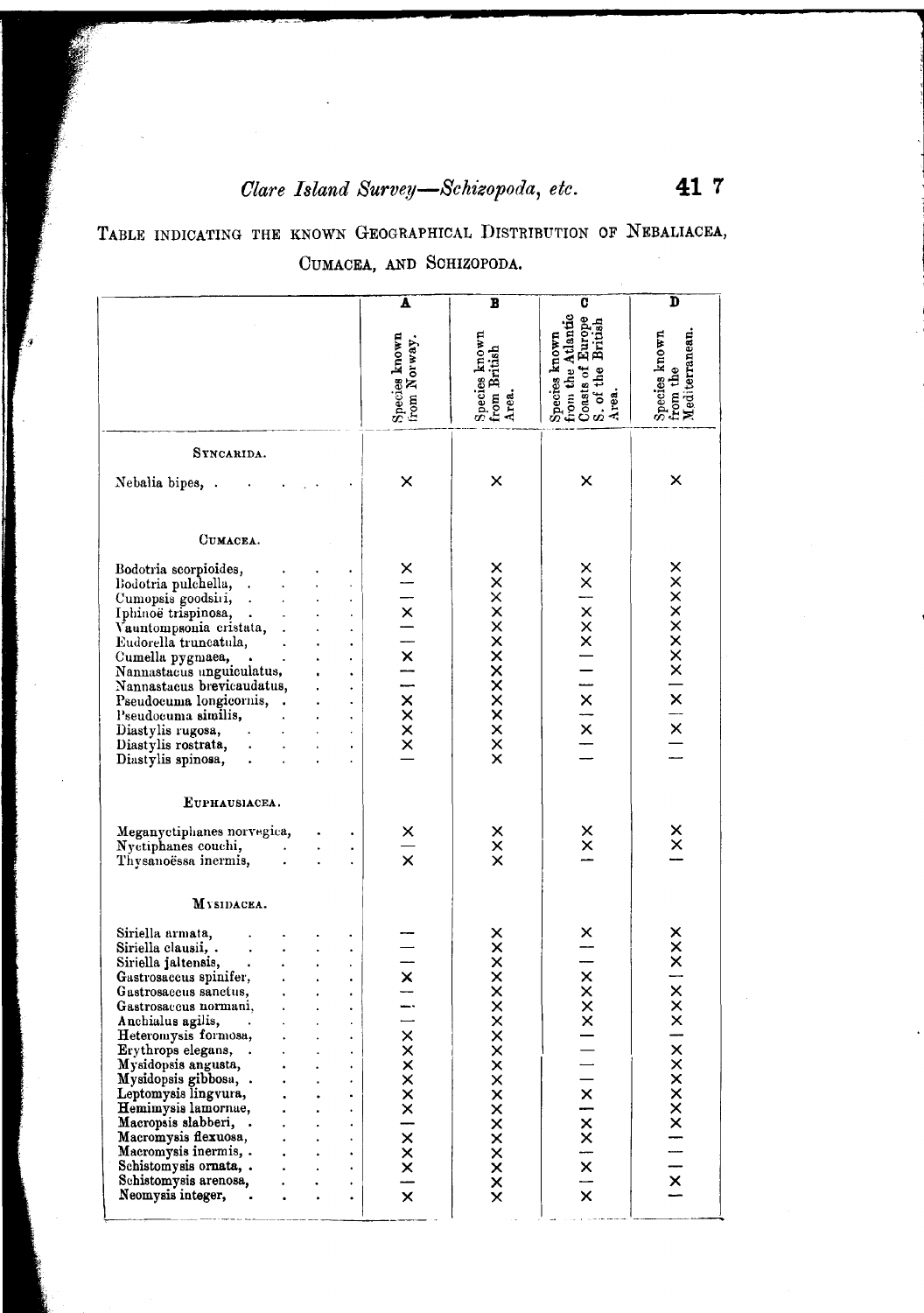TABLE INDICATING THE KNOWN GEOGRAPHICAL DISTRIBUTION OF NEBALIACEA, CUMACEA, AND SCHIZOPODA.

| | A | B | C | D |
|---|---|---|---|---|
| | Species known from Norway. | Species known from British Area. | Species known from the Atlantic Coasts of Europe S. of the British Area. | Species known from the Mediterranean. |
| **SYNCARIDA.** | | | | |
| Nebalia bipes, | × | × | × | × |
| **CUMACEA.** | | | | |
| Bodotria scorpioides, | × | × | × | × |
| Bodotria pulchella, | — | × | × | × |
| Cumopsis goodsiri, | — | × | — | × |
| Iphinoë trispinosa, | × | × | × | × |
| Vauntompsonia cristata, | — | × | × | × |
| Eudorella truncatula, | — | × | × | × |
| Cumella pygmaea, | × | × | — | × |
| Nannastacus unguiculatus, | — | × | — | × |
| Nannastacus brevicaudatus, | — | × | — | — |
| Pseudocuma longicornis, | × | × | × | × |
| Pseudocuma similis, | × | × | — | — |
| Diastylis rugosa, | × | × | × | × |
| Diastylis rostrata, | × | × | — | — |
| Diastylis spinosa, | — | × | — | — |
| **EUPHAUSIACEA.** | | | | |
| Meganyctiphanes norvegica, | × | × | × | × |
| Nyctiphanes couchi, | — | × | × | × |
| Thysanoëssa inermis, | × | × | — | — |
| **MYSIDACEA.** | | | | |
| Siriella armata, | — | × | × | × |
| Siriella clausii, | — | × | — | × |
| Siriella jaltensis, | — | × | — | × |
| Gastrosaccus spinifer, | × | × | × | — |
| Gastrosaccus sanctus, | — | × | × | × |
| Gastrosaccus normani, | — | × | × | × |
| Anchialus agilis, | — | × | × | × |
| Heteromysis formosa, | × | × | — | — |
| Erythrops elegans, | × | × | — | × |
| Mysidopsis angusta, | × | × | — | × |
| Mysidopsis gibbosa, | × | × | — | × |
| Leptomysis lingvura, | × | × | × | × |
| Hemimysis lamornae, | × | × | — | × |
| Macropsis slabberi, | — | × | × | × |
| Macromysis flexuosa, | × | × | × | — |
| Macromysis inermis, | × | × | — | — |
| Schistomysis ornata, | × | × | × | — |
| Schistomysis arenosa, | — | × | — | × |
| Neomysis integer, | × | × | × | — |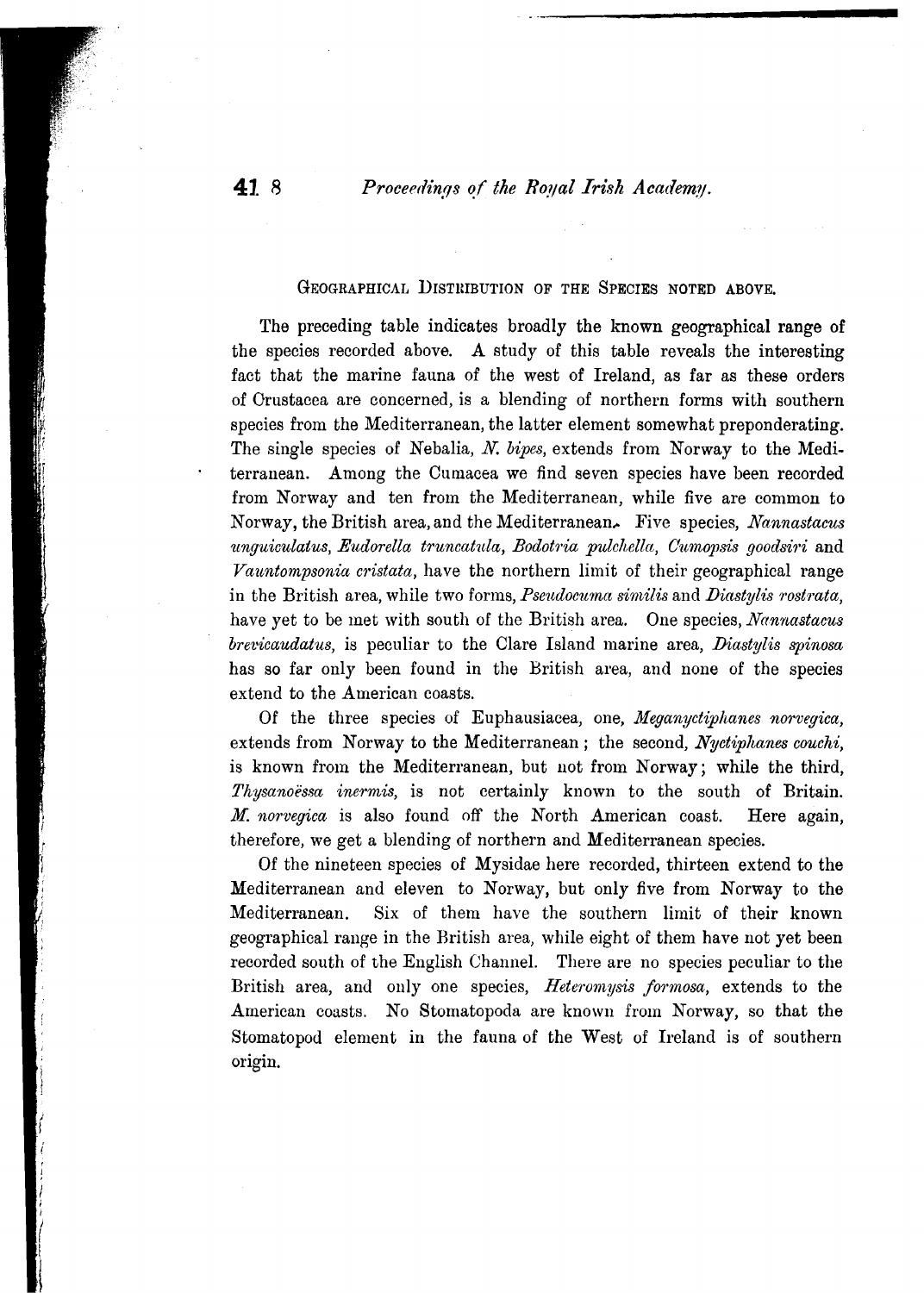## Geographical Distribution of the Species Noted Above.

The preceding table indicates broadly the known geographical range of the species recorded above. A study of this table reveals the interesting fact that the marine fauna of the west of Ireland, as far as these orders of Crustacea are concerned, is a blending of northern forms with southern species from the Mediterranean, the latter element somewhat preponderating. The single species of Nebalia, *N. bipes*, extends from Norway to the Mediterranean. Among the Cumacea we find seven species have been recorded from Norway and ten from the Mediterranean, while five are common to Norway, the British area, and the Mediterranean. Five species, *Nannastacus unguiculatus*, *Eudorella truncatula*, *Bodotria pulchella*, *Cumopsis goodsiri* and *Vauntompsonia cristata*, have the northern limit of their geographical range in the British area, while two forms, *Pseudocuma similis* and *Diastylis rostrata*, have yet to be met with south of the British area. One species, *Nannastacus brevicaudatus*, is peculiar to the Clare Island marine area, *Diastylis spinosa* has so far only been found in the British area, and none of the species extend to the American coasts.

Of the three species of Euphausiacea, one, *Meganyctiphanes norvegica*, extends from Norway to the Mediterranean; the second, *Nyctiphanes couchi*, is known from the Mediterranean, but not from Norway; while the third, *Thysanoëssa inermis*, is not certainly known to the south of Britain. *M. norvegica* is also found off the North American coast. Here again, therefore, we get a blending of northern and Mediterranean species.

Of the nineteen species of Mysidae here recorded, thirteen extend to the Mediterranean and eleven to Norway, but only five from Norway to the Mediterranean. Six of them have the southern limit of their known geographical range in the British area, while eight of them have not yet been recorded south of the English Channel. There are no species peculiar to the British area, and only one species, *Heteromysis formosa*, extends to the American coasts. No Stomatopoda are known from Norway, so that the Stomatopod element in the fauna of the West of Ireland is of southern origin.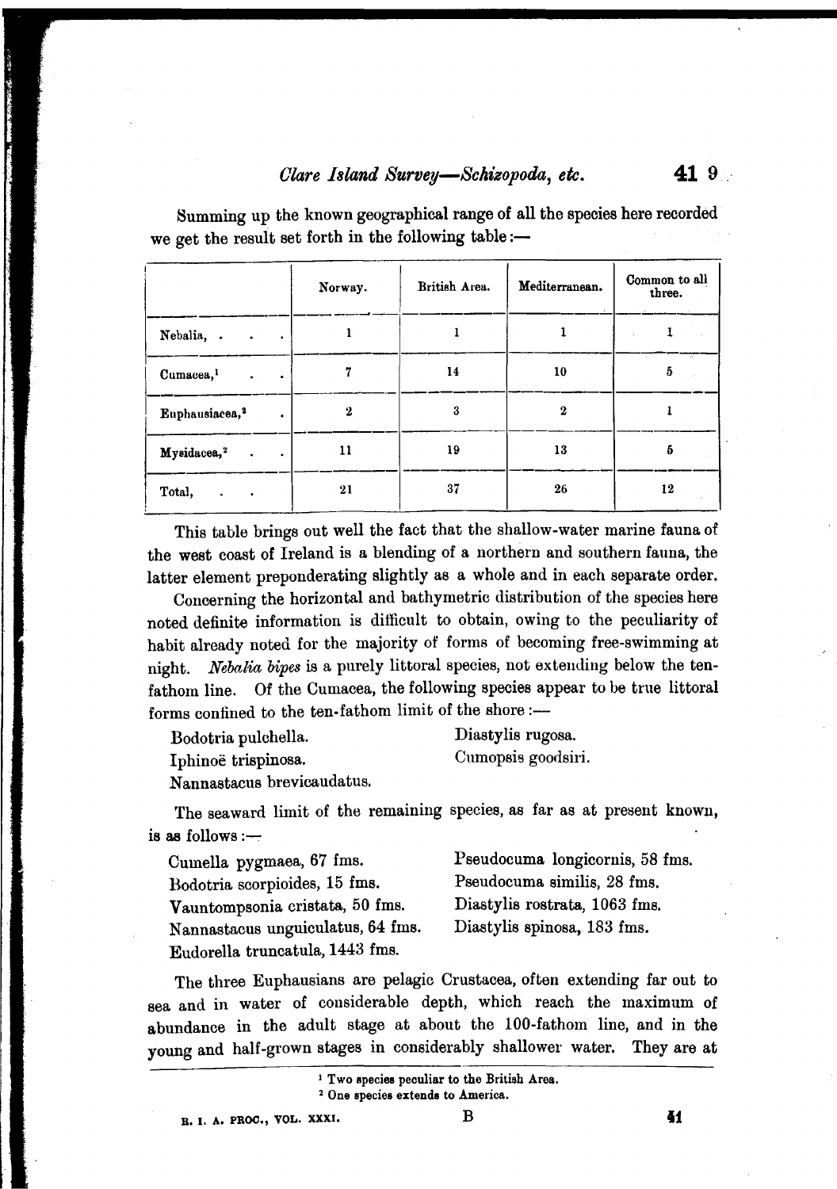Summing up the known geographical range of all the species here recorded we get the result set forth in the following table:—

| | Norway. | British Area. | Mediterranean. | Common to all three. |
|---|---|---|---|---|
| Nebalia, | 1 | 1 | 1 | 1 |
| Cumacea,[1] | 7 | 14 | 10 | 5 |
| Euphausiacea,[2] | 2 | 3 | 2 | 1 |
| Mysidacea,[2] | 11 | 19 | 13 | 5 |
| Total, | 21 | 37 | 26 | 12 |

This table brings out well the fact that the shallow-water marine fauna of the west coast of Ireland is a blending of a northern and southern fauna, the latter element preponderating slightly as a whole and in each separate order.

Concerning the horizontal and bathymetric distribution of the species here noted definite information is difficult to obtain, owing to the peculiarity of habit already noted for the majority of forms of becoming free-swimming at night. *Nebalia bipes* is a purely littoral species, not extending below the ten-fathom line. Of the Cumacea, the following species appear to be true littoral forms confined to the ten-fathom limit of the shore:—

Bodotria pulchella.
Iphinoë trispinosa.
Nannastacus brevicaudatus.
Diastylis rugosa.
Cumopsis goodsiri.

The seaward limit of the remaining species, as far as at present known, is as follows:—

Cumella pygmaea, 67 fms.
Bodotria scorpioides, 15 fms.
Vauntompsonia cristata, 50 fms.
Nannastacus unguiculatus, 64 fms.
Eudorella truncatula, 1443 fms.
Pseudocuma longicornis, 58 fms.
Pseudocuma similis, 28 fms.
Diastylis rostrata, 1063 fms.
Diastylis spinosa, 183 fms.

The three Euphausians are pelagic Crustacea, often extending far out to sea and in water of considerable depth, which reach the maximum of abundance in the adult stage at about the 100-fathom line, and in the young and half-grown stages in considerably shallower water. They are at

[1] Two species peculiar to the British Area.

[2] One species extends to America.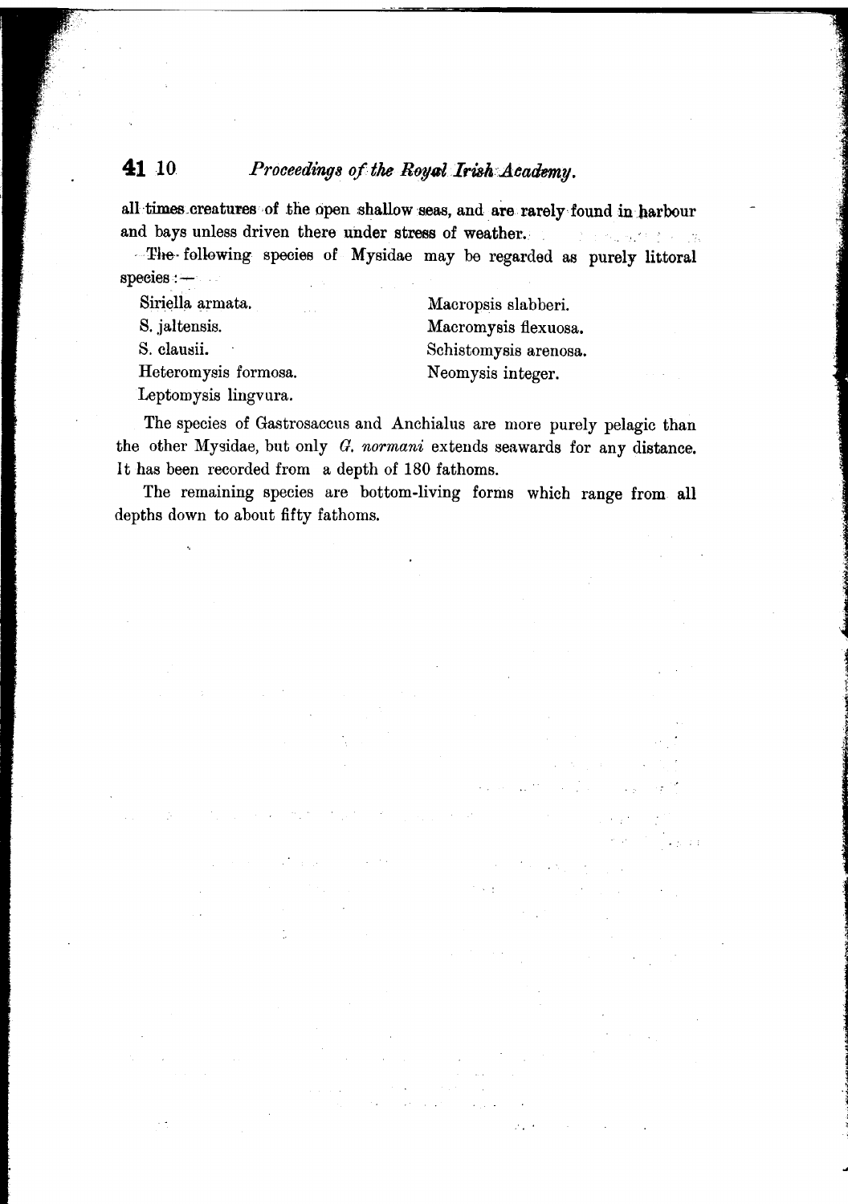all times creatures of the open shallow seas, and are rarely found in harbour and bays unless driven there under stress of weather.

The following species of Mysidae may be regarded as purely littoral species:—

- Siriella armata.
- S. jaltensis.
- S. clausii.
- Heteromysis formosa.
- Leptomysis lingvura.
- Macropsis slabberi.
- Macromysis flexuosa.
- Schistomysis arenosa.
- Neomysis integer.

The species of Gastrosaccus and Anchialus are more purely pelagic than the other Mysidae, but only *G. normani* extends seawards for any distance. It has been recorded from a depth of 180 fathoms.

The remaining species are bottom-living forms which range from all depths down to about fifty fathoms.